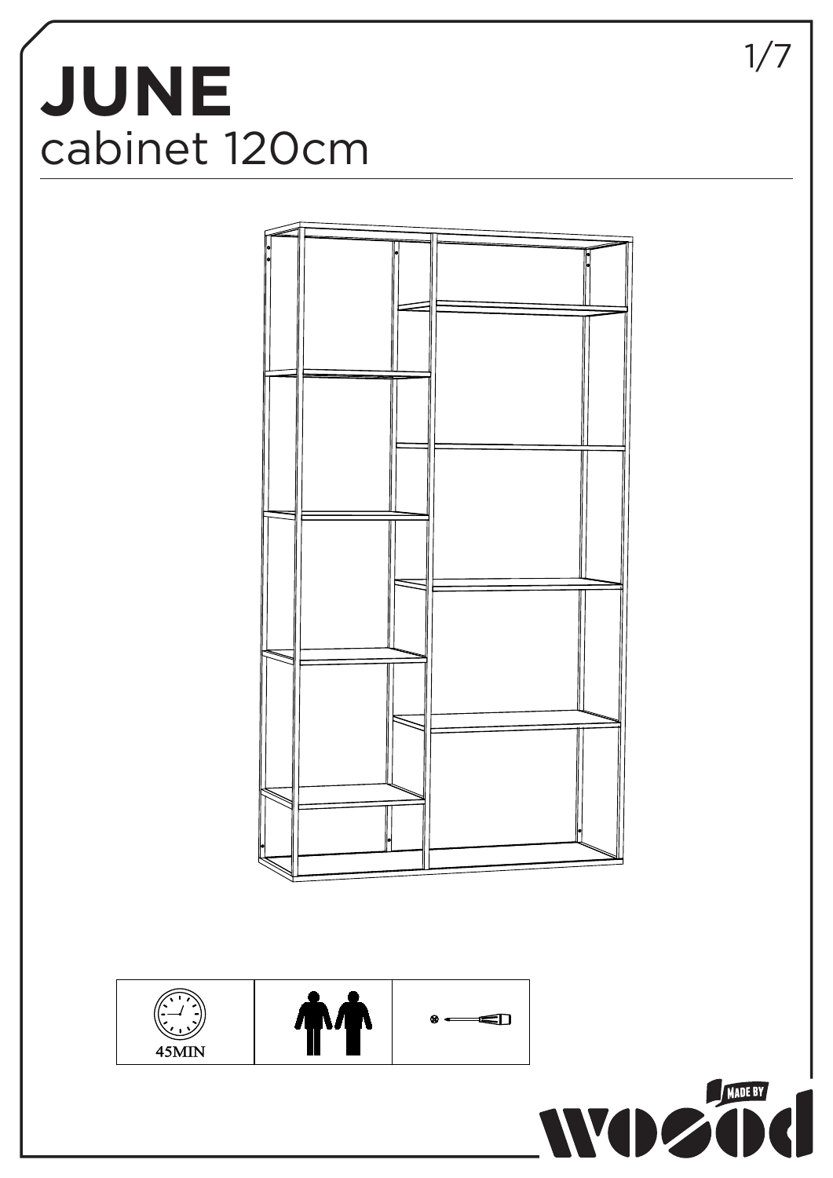# JUNE

## cabinet 120cm

45MIN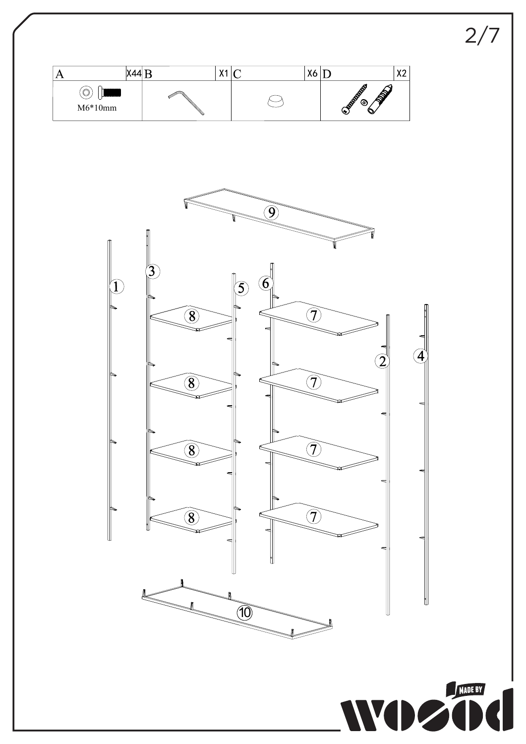| A | X44 | B | X1 | C | X6 | D | X2 |
|---|---|---|---|---|---|---|---|
| M6*10mm | | | | | | | |

1

2

3

4

5

6

7

8

9

10

MADE BY wood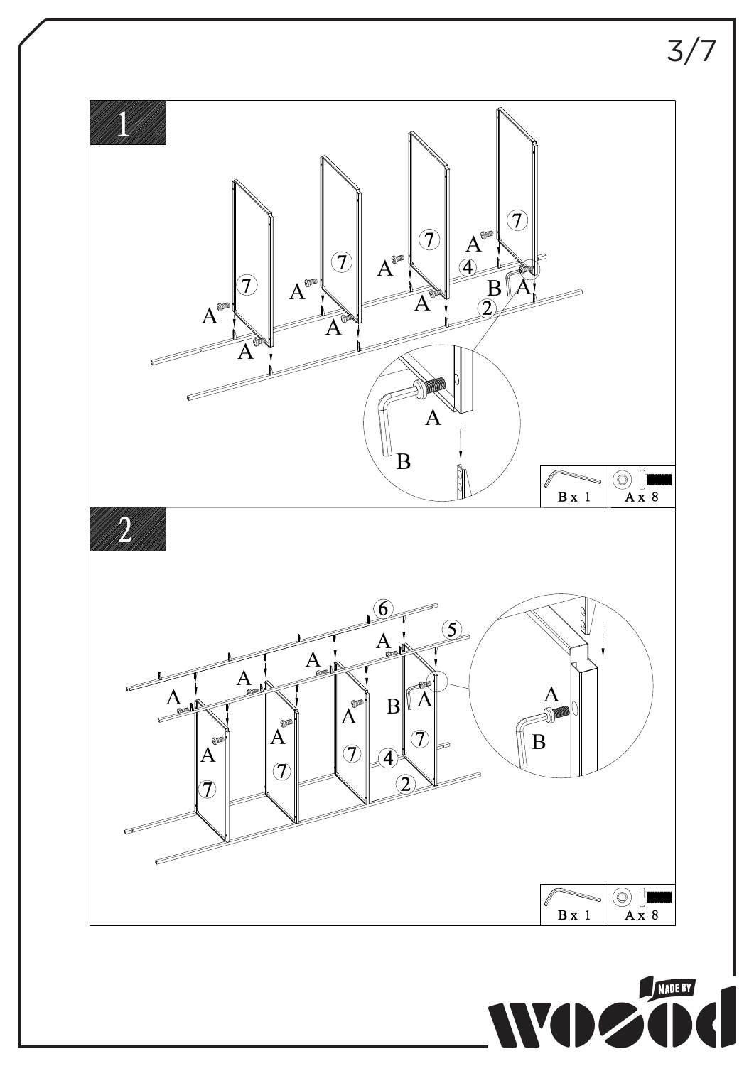## 1

B x 1

A x 8

## 2

B x 1

A x 8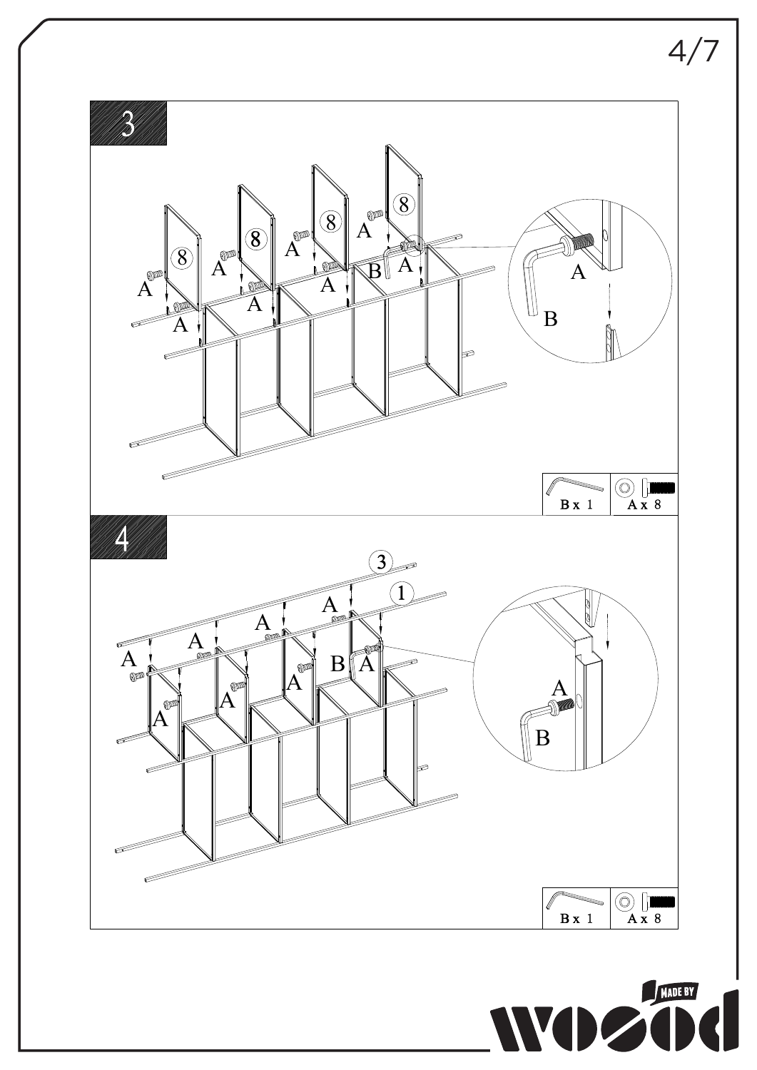## 3

B x 1

A x 8

## 4

B x 1

A x 8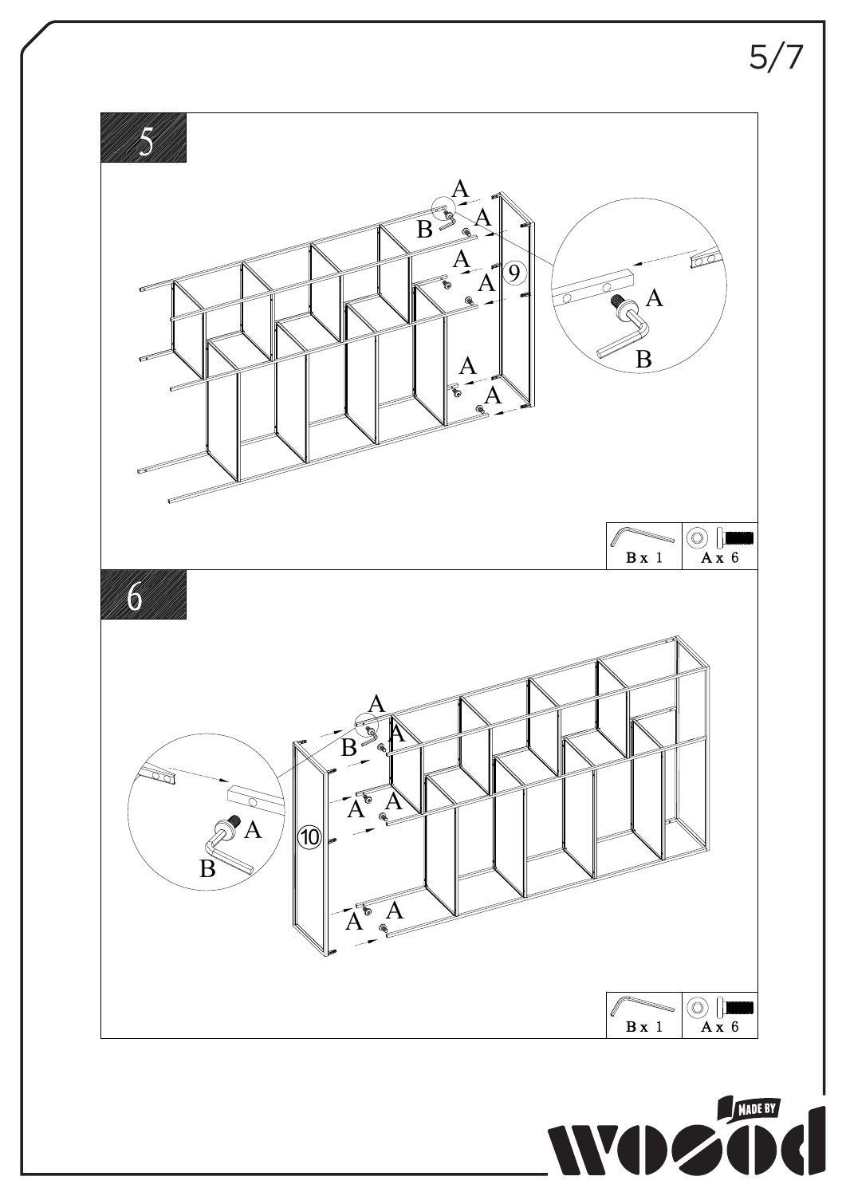## 5

A

B

A

A

A

9

A

A

A

B

B x 1

A x 6

## 6

A

B

A

A

A

A

A

10

A

B

B x 1

A x 6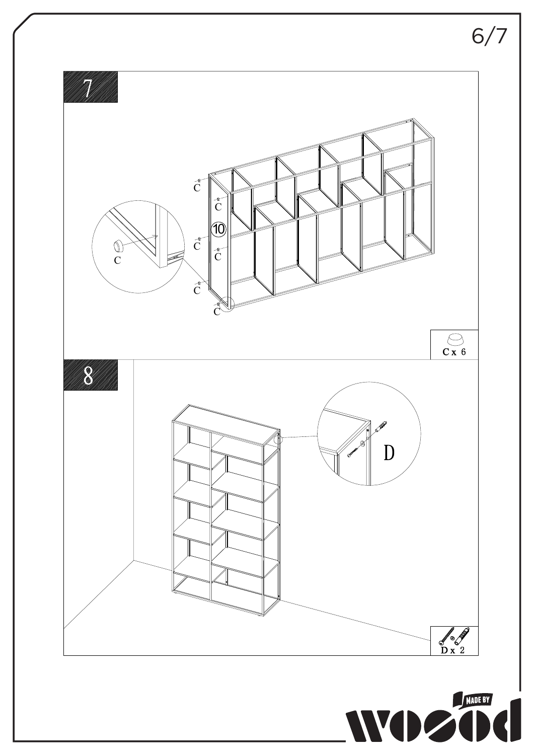## 7

C

C

10

C

C

C

C

C

C x 6

## 8

D

D x 2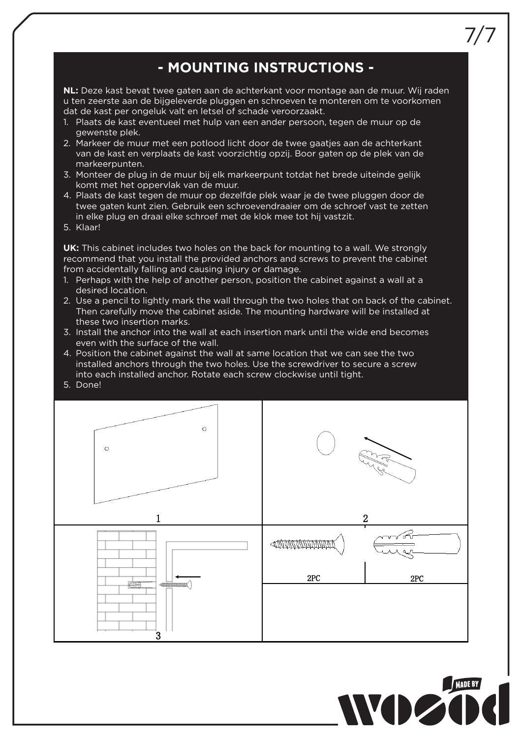# - MOUNTING INSTRUCTIONS -

**NL:** Deze kast bevat twee gaten aan de achterkant voor montage aan de muur. Wij raden u ten zeerste aan de bijgeleverde pluggen en schroeven te monteren om te voorkomen dat de kast per ongeluk valt en letsel of schade veroorzaakt.

1. Plaats de kast eventueel met hulp van een ander persoon, tegen de muur op de gewenste plek.
2. Markeer de muur met een potlood licht door de twee gaatjes aan de achterkant van de kast en verplaats de kast voorzichtig opzij. Boor gaten op de plek van de markeerpunten.
3. Monteer de plug in de muur bij elk markeerpunt totdat het brede uiteinde gelijk komt met het oppervlak van de muur.
4. Plaats de kast tegen de muur op dezelfde plek waar je de twee pluggen door de twee gaten kunt zien. Gebruik een schroevendraaier om de schroef vast te zetten in elke plug en draai elke schroef met de klok mee tot hij vastzit.
5. Klaar!

**UK:** This cabinet includes two holes on the back for mounting to a wall. We strongly recommend that you install the provided anchors and screws to prevent the cabinet from accidentally falling and causing injury or damage.

1. Perhaps with the help of another person, position the cabinet against a wall at a desired location.
2. Use a pencil to lightly mark the wall through the two holes that on back of the cabinet. Then carefully move the cabinet aside. The mounting hardware will be installed at these two insertion marks.
3. Install the anchor into the wall at each insertion mark until the wide end becomes even with the surface of the wall.
4. Position the cabinet against the wall at same location that we can see the two installed anchors through the two holes. Use the screwdriver to secure a screw into each installed anchor. Rotate each screw clockwise until tight.
5. Done!

1

2

3

2PC

2PC

MADE BY wood